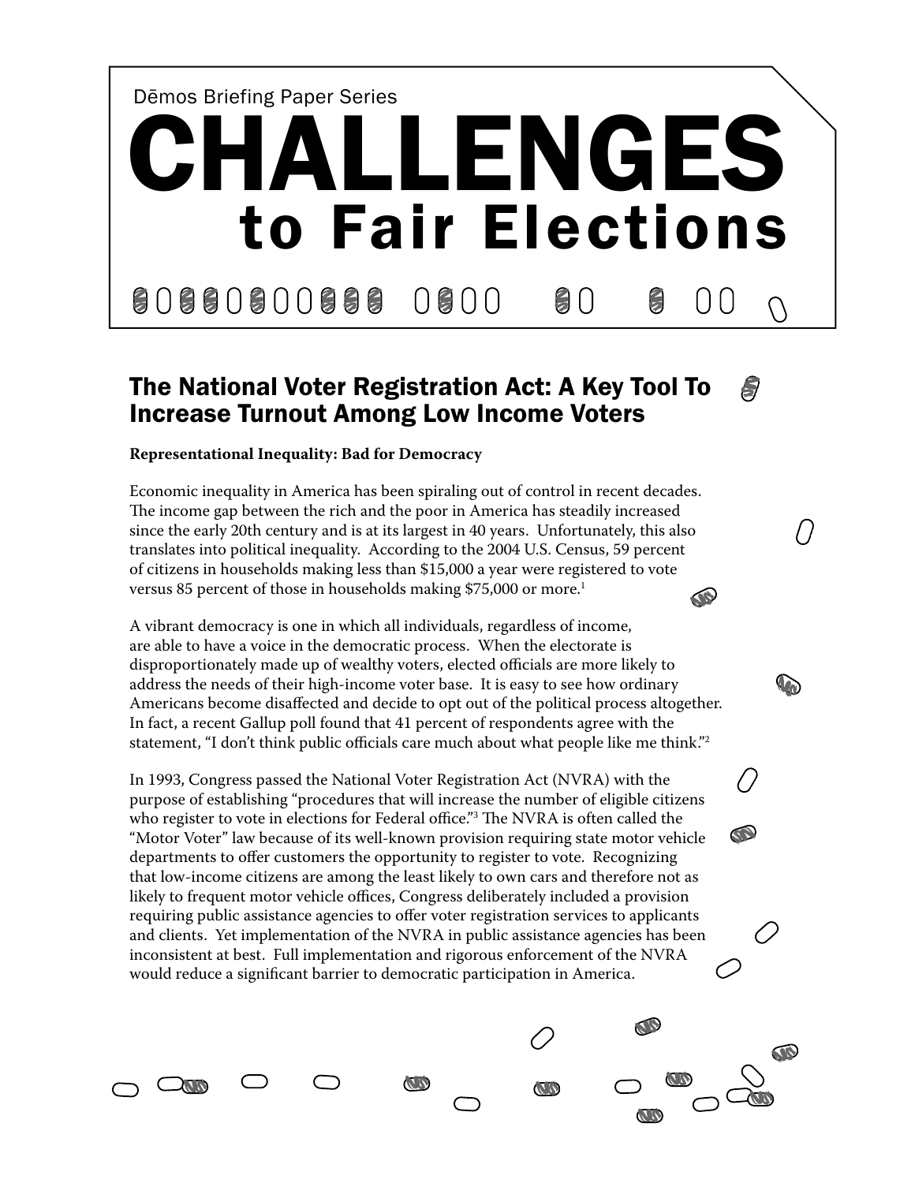Dēmos Briefing Paper Series

# CHALLENGES to Fair Elections

## The National Voter Registration Act: A Key Tool To Increase Turnout Among Low Income Voters

**Representational Inequality: Bad for Democracy**

Economic inequality in America has been spiraling out of control in recent decades. The income gap between the rich and the poor in America has steadily increased since the early 20th century and is at its largest in 40 years. Unfortunately, this also translates into political inequality. According to the 2004 U.S. Census, 59 percent of citizens in households making less than $15,000 a year were registered to vote versus 85 percent of those in households making $75,000 or more.[1]

A vibrant democracy is one in which all individuals, regardless of income, are able to have a voice in the democratic process. When the electorate is disproportionately made up of wealthy voters, elected officials are more likely to address the needs of their high-income voter base. It is easy to see how ordinary Americans become disaffected and decide to opt out of the political process altogether. In fact, a recent Gallup poll found that 41 percent of respondents agree with the statement, "I don't think public officials care much about what people like me think."[2]

In 1993, Congress passed the National Voter Registration Act (NVRA) with the purpose of establishing "procedures that will increase the number of eligible citizens who register to vote in elections for Federal office."[3] The NVRA is often called the "Motor Voter" law because of its well-known provision requiring state motor vehicle departments to offer customers the opportunity to register to vote. Recognizing that low-income citizens are among the least likely to own cars and therefore not as likely to frequent motor vehicle offices, Congress deliberately included a provision requiring public assistance agencies to offer voter registration services to applicants and clients. Yet implementation of the NVRA in public assistance agencies has been inconsistent at best. Full implementation and rigorous enforcement of the NVRA would reduce a significant barrier to democratic participation in America.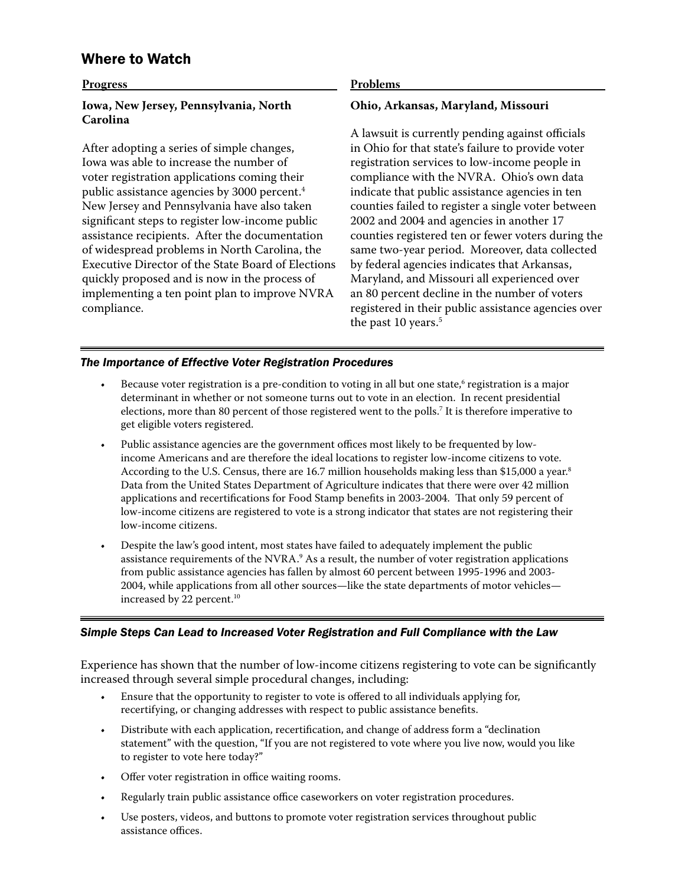## Where to Watch

### Progress

**Iowa, New Jersey, Pennsylvania, North Carolina**

After adopting a series of simple changes, Iowa was able to increase the number of voter registration applications coming their public assistance agencies by 3000 percent.[4] New Jersey and Pennsylvania have also taken significant steps to register low-income public assistance recipients. After the documentation of widespread problems in North Carolina, the Executive Director of the State Board of Elections quickly proposed and is now in the process of implementing a ten point plan to improve NVRA compliance.

### Problems

**Ohio, Arkansas, Maryland, Missouri**

A lawsuit is currently pending against officials in Ohio for that state's failure to provide voter registration services to low-income people in compliance with the NVRA. Ohio's own data indicate that public assistance agencies in ten counties failed to register a single voter between 2002 and 2004 and agencies in another 17 counties registered ten or fewer voters during the same two-year period. Moreover, data collected by federal agencies indicates that Arkansas, Maryland, and Missouri all experienced over an 80 percent decline in the number of voters registered in their public assistance agencies over the past 10 years.[5]

### *The Importance of Effective Voter Registration Procedures*

- Because voter registration is a pre-condition to voting in all but one state,[6] registration is a major determinant in whether or not someone turns out to vote in an election. In recent presidential elections, more than 80 percent of those registered went to the polls.[7] It is therefore imperative to get eligible voters registered.
- Public assistance agencies are the government offices most likely to be frequented by low-income Americans and are therefore the ideal locations to register low-income citizens to vote. According to the U.S. Census, there are 16.7 million households making less than $15,000 a year.[8] Data from the United States Department of Agriculture indicates that there were over 42 million applications and recertifications for Food Stamp benefits in 2003-2004. That only 59 percent of low-income citizens are registered to vote is a strong indicator that states are not registering their low-income citizens.
- Despite the law's good intent, most states have failed to adequately implement the public assistance requirements of the NVRA.[9] As a result, the number of voter registration applications from public assistance agencies has fallen by almost 60 percent between 1995-1996 and 2003-2004, while applications from all other sources—like the state departments of motor vehicles—increased by 22 percent.[10]

### *Simple Steps Can Lead to Increased Voter Registration and Full Compliance with the Law*

Experience has shown that the number of low-income citizens registering to vote can be significantly increased through several simple procedural changes, including:

- Ensure that the opportunity to register to vote is offered to all individuals applying for, recertifying, or changing addresses with respect to public assistance benefits.
- Distribute with each application, recertification, and change of address form a "declination statement" with the question, "If you are not registered to vote where you live now, would you like to register to vote here today?"
- Offer voter registration in office waiting rooms.
- Regularly train public assistance office caseworkers on voter registration procedures.
- Use posters, videos, and buttons to promote voter registration services throughout public assistance offices.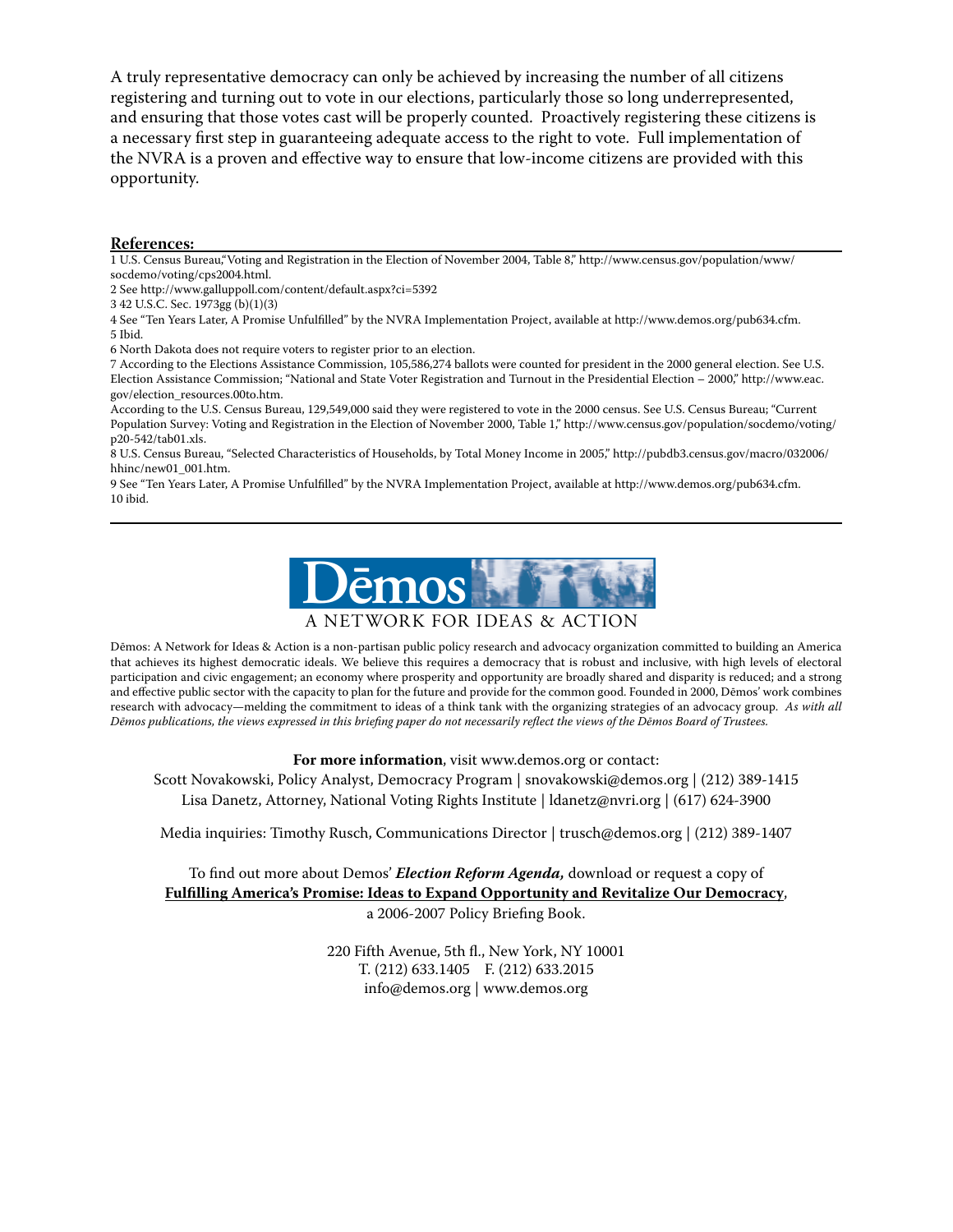A truly representative democracy can only be achieved by increasing the number of all citizens registering and turning out to vote in our elections, particularly those so long underrepresented, and ensuring that those votes cast will be properly counted. Proactively registering these citizens is a necessary first step in guaranteeing adequate access to the right to vote. Full implementation of the NVRA is a proven and effective way to ensure that low-income citizens are provided with this opportunity.

**References:**

1 U.S. Census Bureau,"Voting and Registration in the Election of November 2004, Table 8," http://www.census.gov/population/www/socdemo/voting/cps2004.html.

2 See http://www.galluppoll.com/content/default.aspx?ci=5392

3 42 U.S.C. Sec. 1973gg (b)(1)(3)

4 See "Ten Years Later, A Promise Unfulfilled" by the NVRA Implementation Project, available at http://www.demos.org/pub634.cfm.

5 Ibid.

6 North Dakota does not require voters to register prior to an election.

7 According to the Elections Assistance Commission, 105,586,274 ballots were counted for president in the 2000 general election. See U.S. Election Assistance Commission; "National and State Voter Registration and Turnout in the Presidential Election – 2000," http://www.eac.gov/election_resources.00to.htm.

According to the U.S. Census Bureau, 129,549,000 said they were registered to vote in the 2000 census. See U.S. Census Bureau; "Current Population Survey: Voting and Registration in the Election of November 2000, Table 1," http://www.census.gov/population/socdemo/voting/p20-542/tab01.xls.

8 U.S. Census Bureau, "Selected Characteristics of Households, by Total Money Income in 2005," http://pubdb3.census.gov/macro/032006/hhinc/new01_001.htm.

9 See "Ten Years Later, A Promise Unfulfilled" by the NVRA Implementation Project, available at http://www.demos.org/pub634.cfm.

10 ibid.

---

Dēmos

A NETWORK FOR IDEAS & ACTION

Dēmos: A Network for Ideas & Action is a non-partisan public policy research and advocacy organization committed to building an America that achieves its highest democratic ideals. We believe this requires a democracy that is robust and inclusive, with high levels of electoral participation and civic engagement; an economy where prosperity and opportunity are broadly shared and disparity is reduced; and a strong and effective public sector with the capacity to plan for the future and provide for the common good. Founded in 2000, Dēmos' work combines research with advocacy—melding the commitment to ideas of a think tank with the organizing strategies of an advocacy group. *As with all Dēmos publications, the views expressed in this briefing paper do not necessarily reflect the views of the Dēmos Board of Trustees.*

**For more information**, visit www.demos.org or contact:

Scott Novakowski, Policy Analyst, Democracy Program | snovakowski@demos.org | (212) 389-1415

Lisa Danetz, Attorney, National Voting Rights Institute | ldanetz@nvri.org | (617) 624-3900

Media inquiries: Timothy Rusch, Communications Director | trusch@demos.org | (212) 389-1407

To find out more about Demos' ***Election Reform Agenda,*** download or request a copy of **Fulfilling America's Promise: Ideas to Expand Opportunity and Revitalize Our Democracy**, a 2006-2007 Policy Briefing Book.

220 Fifth Avenue, 5th fl., New York, NY 10001

T. (212) 633.1405 F. (212) 633.2015

info@demos.org | www.demos.org